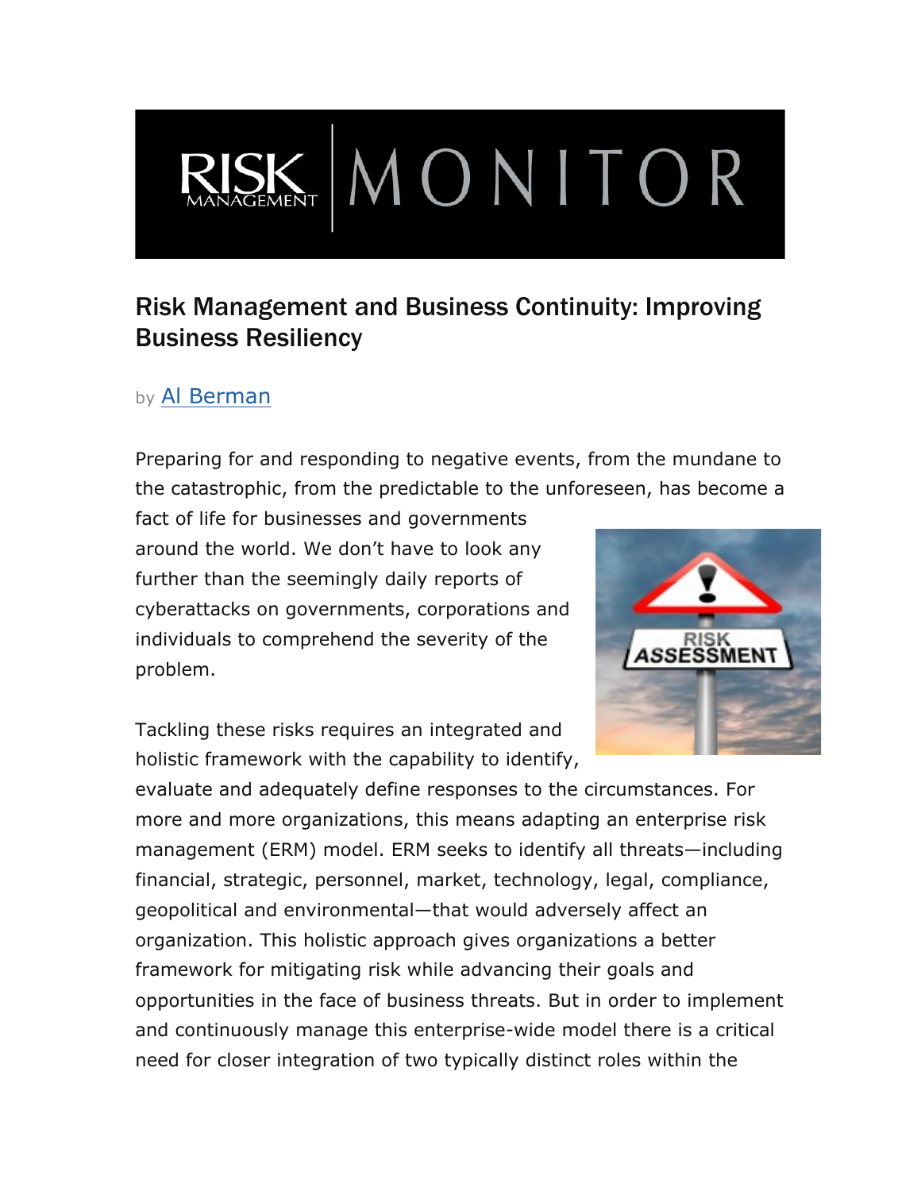# Risk Management and Business Continuity: Improving Business Resiliency

by Al Berman

Preparing for and responding to negative events, from the mundane to the catastrophic, from the predictable to the unforeseen, has become a fact of life for businesses and governments around the world. We don't have to look any further than the seemingly daily reports of cyberattacks on governments, corporations and individuals to comprehend the severity of the problem.

Tackling these risks requires an integrated and holistic framework with the capability to identify, evaluate and adequately define responses to the circumstances. For more and more organizations, this means adapting an enterprise risk management (ERM) model. ERM seeks to identify all threats—including financial, strategic, personnel, market, technology, legal, compliance, geopolitical and environmental—that would adversely affect an organization. This holistic approach gives organizations a better framework for mitigating risk while advancing their goals and opportunities in the face of business threats. But in order to implement and continuously manage this enterprise-wide model there is a critical need for closer integration of two typically distinct roles within the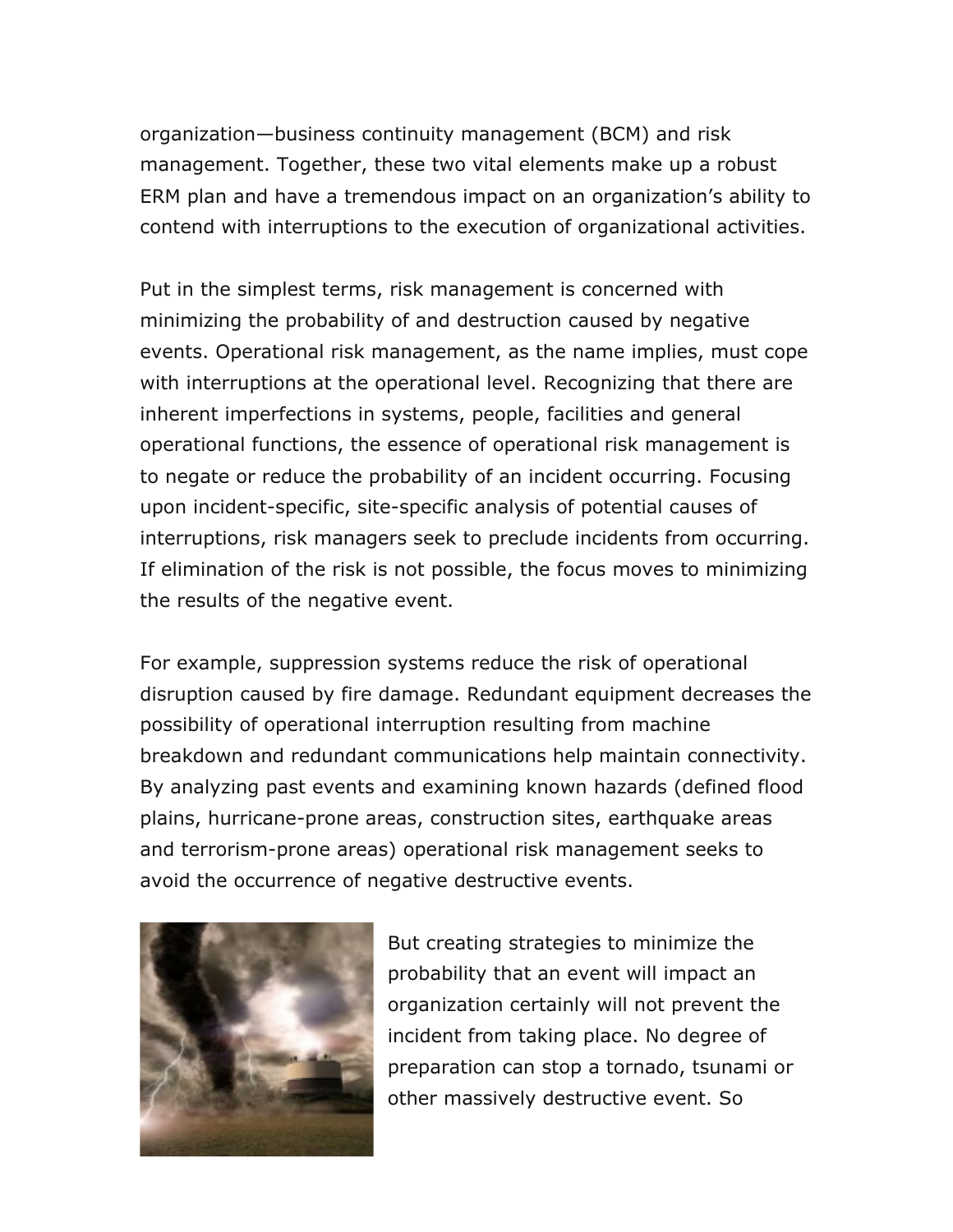organization—business continuity management (BCM) and risk management. Together, these two vital elements make up a robust ERM plan and have a tremendous impact on an organization's ability to contend with interruptions to the execution of organizational activities.

Put in the simplest terms, risk management is concerned with minimizing the probability of and destruction caused by negative events. Operational risk management, as the name implies, must cope with interruptions at the operational level. Recognizing that there are inherent imperfections in systems, people, facilities and general operational functions, the essence of operational risk management is to negate or reduce the probability of an incident occurring. Focusing upon incident-specific, site-specific analysis of potential causes of interruptions, risk managers seek to preclude incidents from occurring. If elimination of the risk is not possible, the focus moves to minimizing the results of the negative event.

For example, suppression systems reduce the risk of operational disruption caused by fire damage. Redundant equipment decreases the possibility of operational interruption resulting from machine breakdown and redundant communications help maintain connectivity. By analyzing past events and examining known hazards (defined flood plains, hurricane-prone areas, construction sites, earthquake areas and terrorism-prone areas) operational risk management seeks to avoid the occurrence of negative destructive events.

But creating strategies to minimize the probability that an event will impact an organization certainly will not prevent the incident from taking place. No degree of preparation can stop a tornado, tsunami or other massively destructive event. So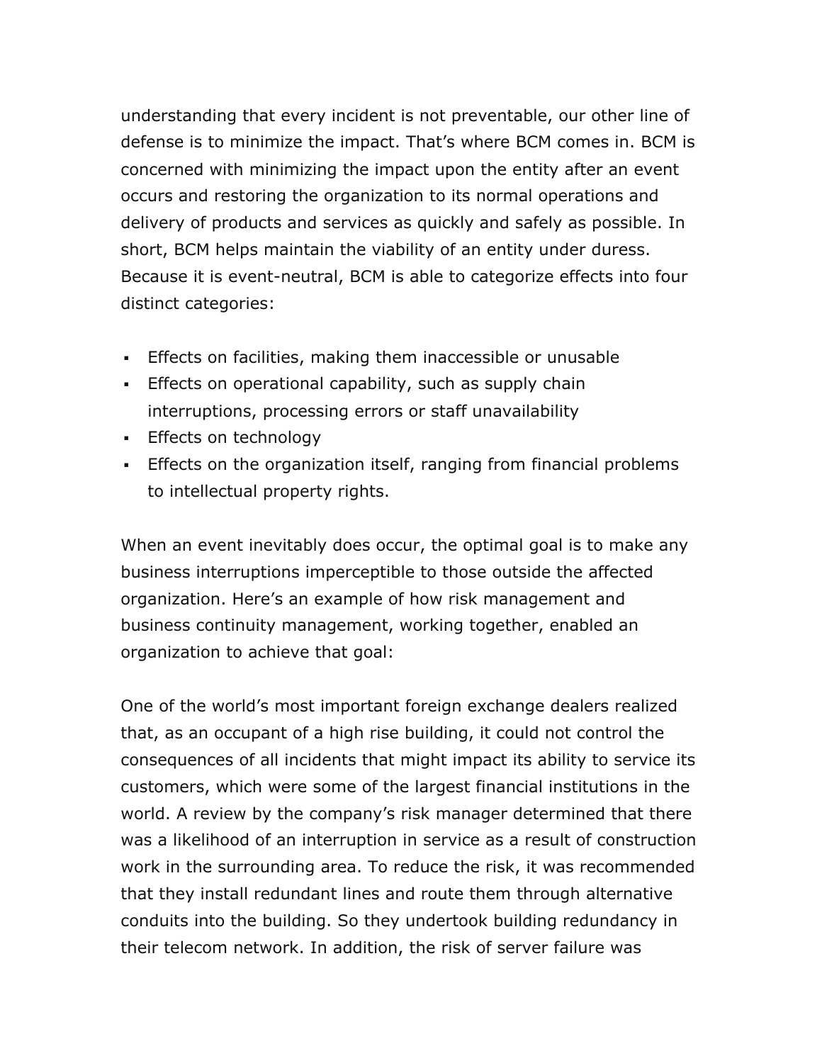understanding that every incident is not preventable, our other line of defense is to minimize the impact. That's where BCM comes in. BCM is concerned with minimizing the impact upon the entity after an event occurs and restoring the organization to its normal operations and delivery of products and services as quickly and safely as possible. In short, BCM helps maintain the viability of an entity under duress. Because it is event-neutral, BCM is able to categorize effects into four distinct categories:

- Effects on facilities, making them inaccessible or unusable
- Effects on operational capability, such as supply chain interruptions, processing errors or staff unavailability
- Effects on technology
- Effects on the organization itself, ranging from financial problems to intellectual property rights.

When an event inevitably does occur, the optimal goal is to make any business interruptions imperceptible to those outside the affected organization. Here's an example of how risk management and business continuity management, working together, enabled an organization to achieve that goal:

One of the world's most important foreign exchange dealers realized that, as an occupant of a high rise building, it could not control the consequences of all incidents that might impact its ability to service its customers, which were some of the largest financial institutions in the world. A review by the company's risk manager determined that there was a likelihood of an interruption in service as a result of construction work in the surrounding area. To reduce the risk, it was recommended that they install redundant lines and route them through alternative conduits into the building. So they undertook building redundancy in their telecom network. In addition, the risk of server failure was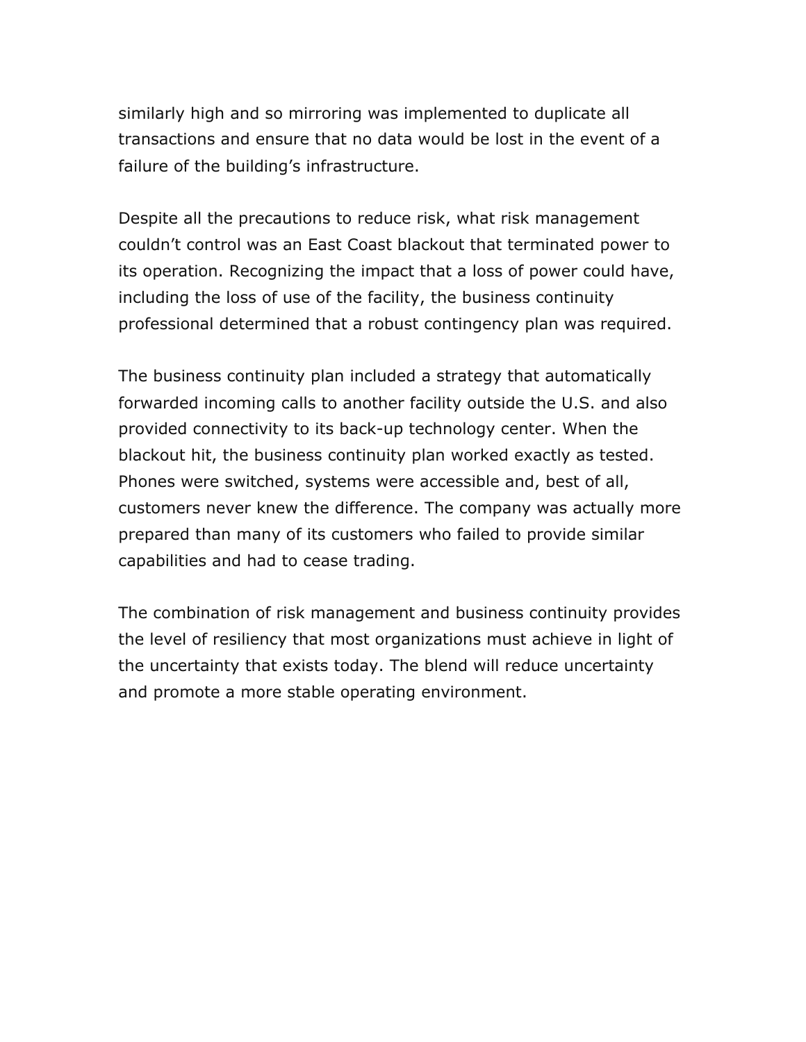similarly high and so mirroring was implemented to duplicate all transactions and ensure that no data would be lost in the event of a failure of the building's infrastructure.

Despite all the precautions to reduce risk, what risk management couldn't control was an East Coast blackout that terminated power to its operation. Recognizing the impact that a loss of power could have, including the loss of use of the facility, the business continuity professional determined that a robust contingency plan was required.

The business continuity plan included a strategy that automatically forwarded incoming calls to another facility outside the U.S. and also provided connectivity to its back-up technology center. When the blackout hit, the business continuity plan worked exactly as tested. Phones were switched, systems were accessible and, best of all, customers never knew the difference. The company was actually more prepared than many of its customers who failed to provide similar capabilities and had to cease trading.

The combination of risk management and business continuity provides the level of resiliency that most organizations must achieve in light of the uncertainty that exists today. The blend will reduce uncertainty and promote a more stable operating environment.